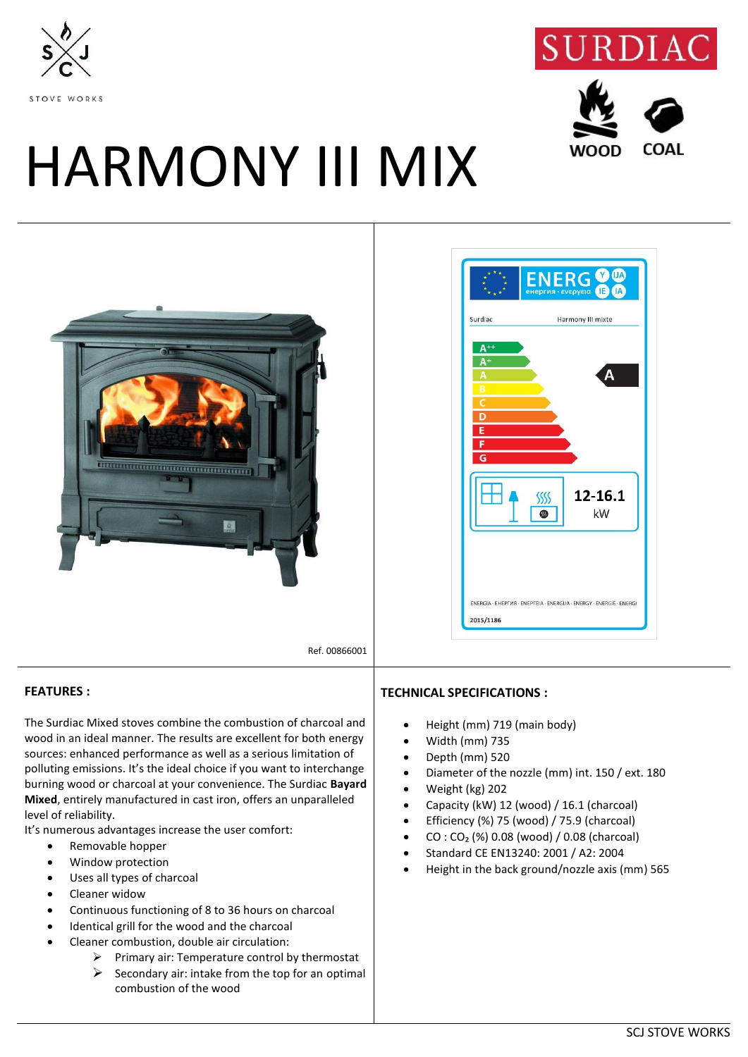STOVE WORKS

SURDIAC

WOOD COAL

# HARMONY III MIX

Surdiac Harmony III mixte

A

12-16.1 kW

2015/1186

Ref. 00866001

## FEATURES :

The Surdiac Mixed stoves combine the combustion of charcoal and wood in an ideal manner. The results are excellent for both energy sources: enhanced performance as well as a serious limitation of polluting emissions. It's the ideal choice if you want to interchange burning wood or charcoal at your convenience. The Surdiac **Bayard Mixed**, entirely manufactured in cast iron, offers an unparalleled level of reliability.

It's numerous advantages increase the user comfort:

- Removable hopper
- Window protection
- Uses all types of charcoal
- Cleaner widow
- Continuous functioning of 8 to 36 hours on charcoal
- Identical grill for the wood and the charcoal
- Cleaner combustion, double air circulation:
  - Primary air: Temperature control by thermostat
  - Secondary air: intake from the top for an optimal combustion of the wood

## TECHNICAL SPECIFICATIONS :

- Height (mm) 719 (main body)
- Width (mm) 735
- Depth (mm) 520
- Diameter of the nozzle (mm) int. 150 / ext. 180
- Weight (kg) 202
- Capacity (kW) 12 (wood) / 16.1 (charcoal)
- Efficiency (%) 75 (wood) / 75.9 (charcoal)
- CO : $CO_2$ (%) 0.08 (wood) / 0.08 (charcoal)
- Standard CE EN13240: 2001 / A2: 2004
- Height in the back ground/nozzle axis (mm) 565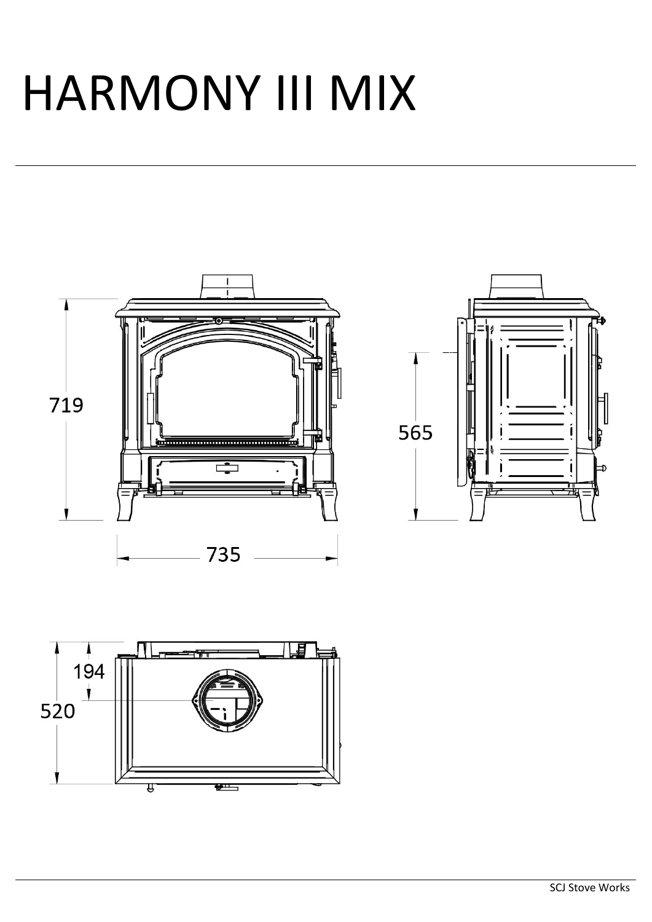# HARMONY III MIX

719

565

735

194

520